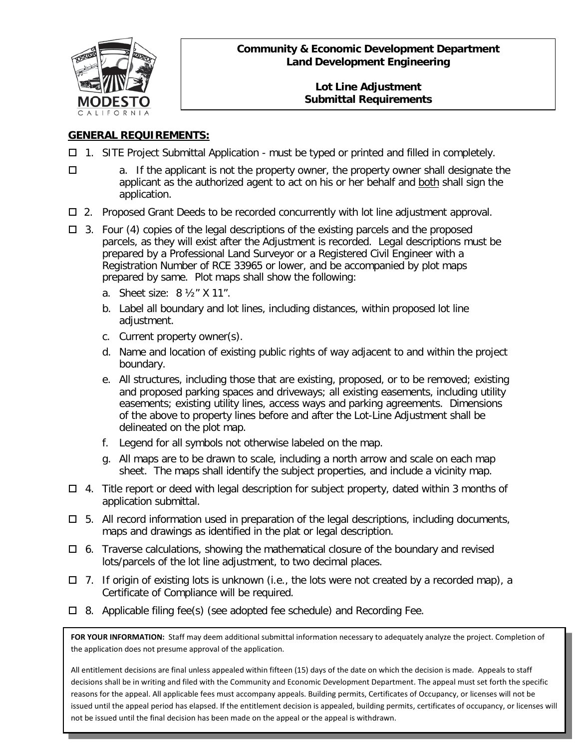**Community & Economic Development Department**
**Land Development Engineering**

**Lot Line Adjustment**
**Submittal Requirements**

## GENERAL REQUIREMENTS:

- ☐ 1. SITE Project Submittal Application - must be typed or printed and filled in completely.
- ☐ a. If the applicant is not the property owner, the property owner shall designate the applicant as the authorized agent to act on his or her behalf and both shall sign the application.
- ☐ 2. Proposed Grant Deeds to be recorded concurrently with lot line adjustment approval.
- ☐ 3. Four (4) copies of the legal descriptions of the existing parcels and the proposed parcels, as they will exist after the Adjustment is recorded. Legal descriptions must be prepared by a Professional Land Surveyor or a Registered Civil Engineer with a Registration Number of RCE 33965 or lower, and be accompanied by plot maps prepared by same. Plot maps shall show the following:
  - a. Sheet size: 8 ½" X 11".
  - b. Label all boundary and lot lines, including distances, within proposed lot line adjustment.
  - c. Current property owner(s).
  - d. Name and location of existing public rights of way adjacent to and within the project boundary.
  - e. All structures, including those that are existing, proposed, or to be removed; existing and proposed parking spaces and driveways; all existing easements, including utility easements; existing utility lines, access ways and parking agreements. Dimensions of the above to property lines before and after the Lot-Line Adjustment shall be delineated on the plot map.
  - f. Legend for all symbols not otherwise labeled on the map.
  - g. All maps are to be drawn to scale, including a north arrow and scale on each map sheet. The maps shall identify the subject properties, and include a vicinity map.
- ☐ 4. Title report or deed with legal description for subject property, dated within 3 months of application submittal.
- ☐ 5. All record information used in preparation of the legal descriptions, including documents, maps and drawings as identified in the plat or legal description.
- ☐ 6. Traverse calculations, showing the mathematical closure of the boundary and revised lots/parcels of the lot line adjustment, to two decimal places.
- ☐ 7. If origin of existing lots is unknown (i.e., the lots were not created by a recorded map), a Certificate of Compliance will be required.
- ☐ 8. Applicable filing fee(s) (see adopted fee schedule) and Recording Fee.

**FOR YOUR INFORMATION:** Staff may deem additional submittal information necessary to adequately analyze the project. Completion of the application does not presume approval of the application.

All entitlement decisions are final unless appealed within fifteen (15) days of the date on which the decision is made. Appeals to staff decisions shall be in writing and filed with the Community and Economic Development Department. The appeal must set forth the specific reasons for the appeal. All applicable fees must accompany appeals. Building permits, Certificates of Occupancy, or licenses will not be issued until the appeal period has elapsed. If the entitlement decision is appealed, building permits, certificates of occupancy, or licenses will not be issued until the final decision has been made on the appeal or the appeal is withdrawn.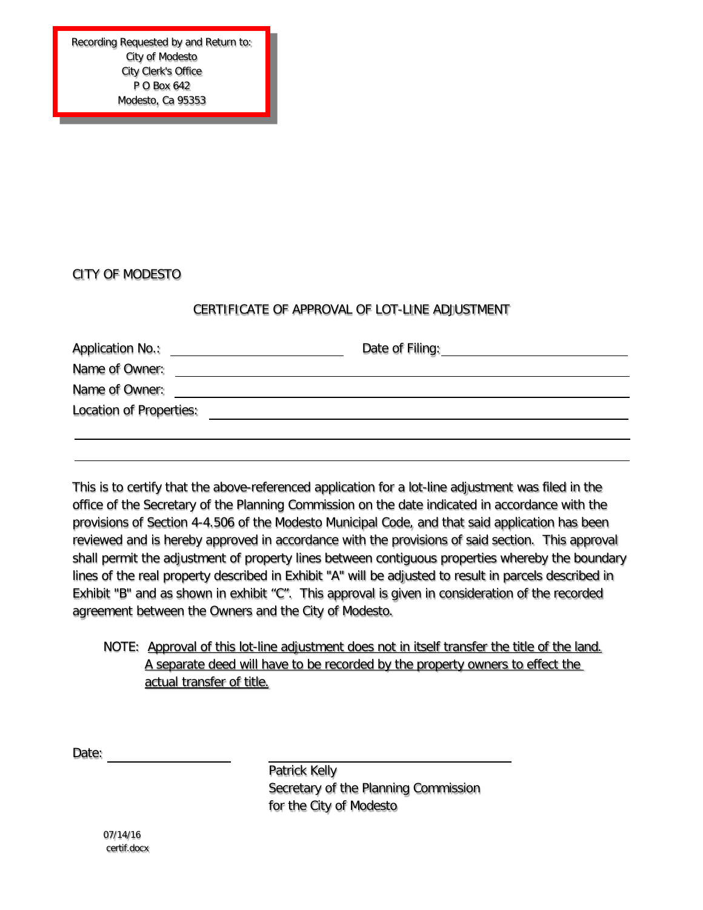Recording Requested by and Return to:
City of Modesto
City Clerk's Office
P O Box 642
Modesto, Ca 95353

CITY OF MODESTO

## CERTIFICATE OF APPROVAL OF LOT-LINE ADJUSTMENT

Application No.: ______________________ Date of Filing: ______________________

Name of Owner: ____________________________________________

Name of Owner: ____________________________________________

Location of Properties: ____________________________________________

____________________________________________

____________________________________________

This is to certify that the above-referenced application for a lot-line adjustment was filed in the office of the Secretary of the Planning Commission on the date indicated in accordance with the provisions of Section 4-4.506 of the Modesto Municipal Code, and that said application has been reviewed and is hereby approved in accordance with the provisions of said section. This approval shall permit the adjustment of property lines between contiguous properties whereby the boundary lines of the real property described in Exhibit "A" will be adjusted to result in parcels described in Exhibit "B" and as shown in exhibit "C". This approval is given in consideration of the recorded agreement between the Owners and the City of Modesto.

NOTE: Approval of this lot-line adjustment does not in itself transfer the title of the land. A separate deed will have to be recorded by the property owners to effect the actual transfer of title.

Date: ______________________

______________________________
Patrick Kelly
Secretary of the Planning Commission
for the City of Modesto

07/14/16
certif.docx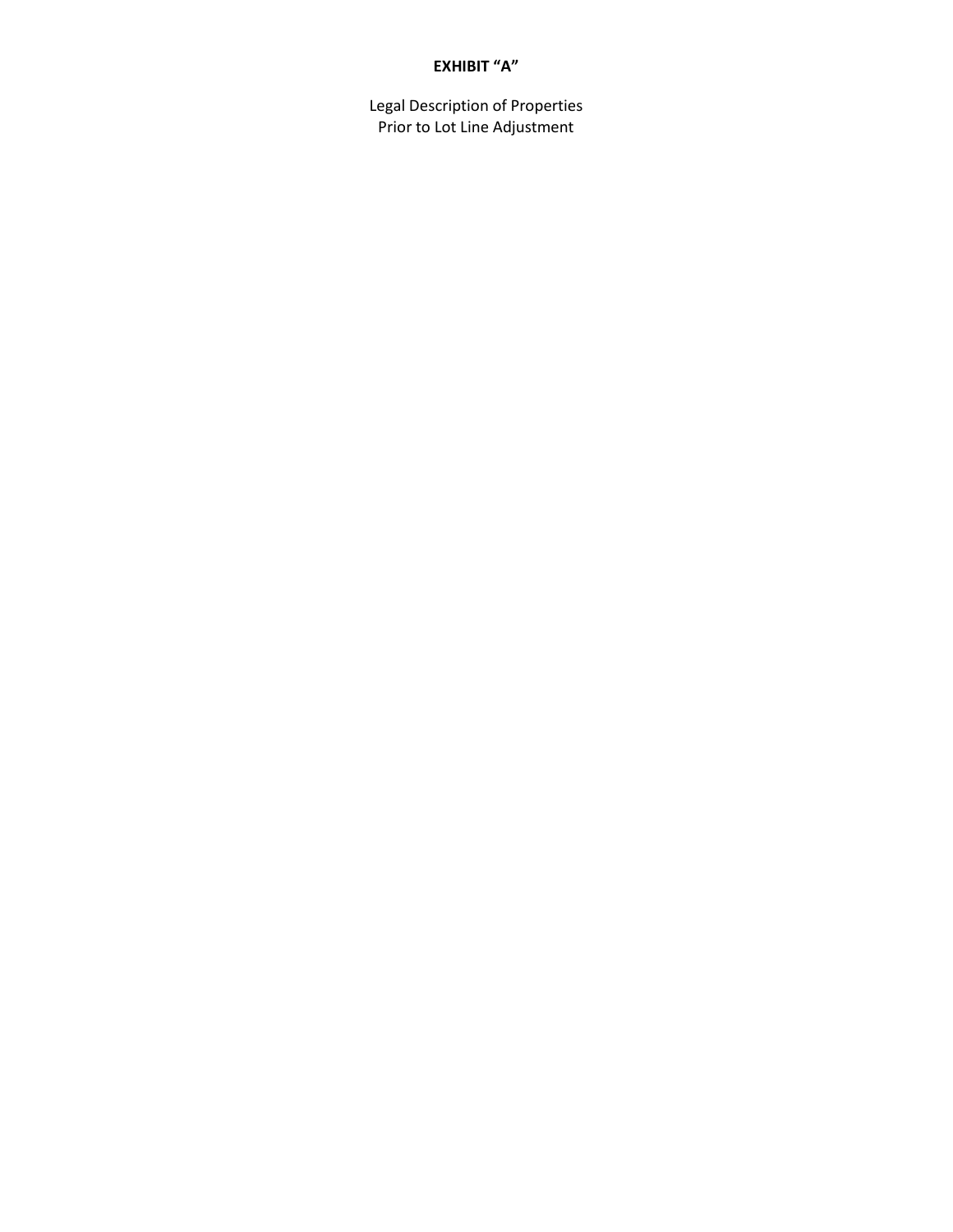**EXHIBIT "A"**

Legal Description of Properties
Prior to Lot Line Adjustment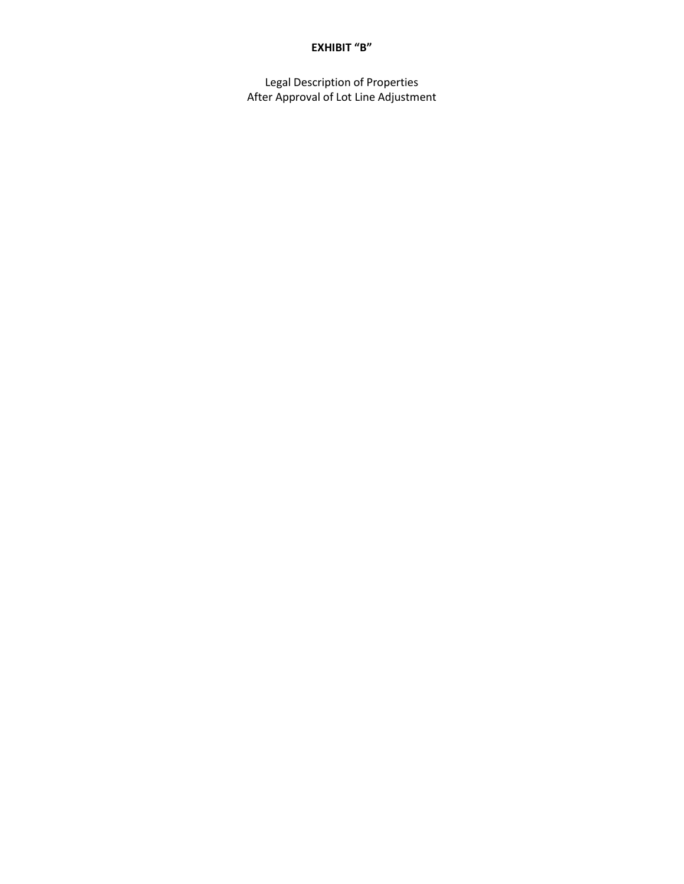**EXHIBIT "B"**

Legal Description of Properties
After Approval of Lot Line Adjustment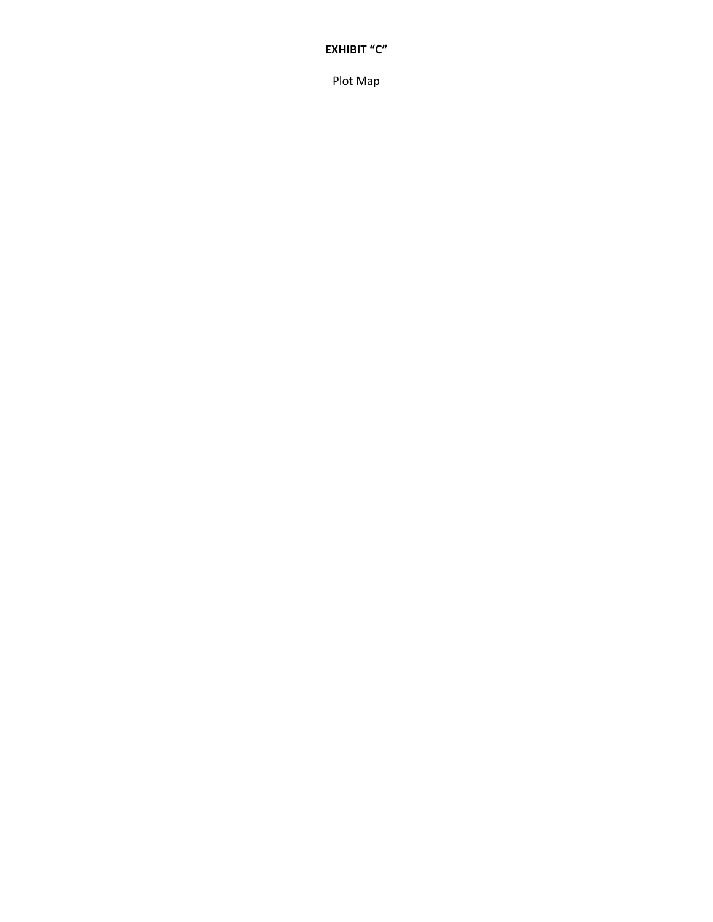**EXHIBIT "C"**

Plot Map